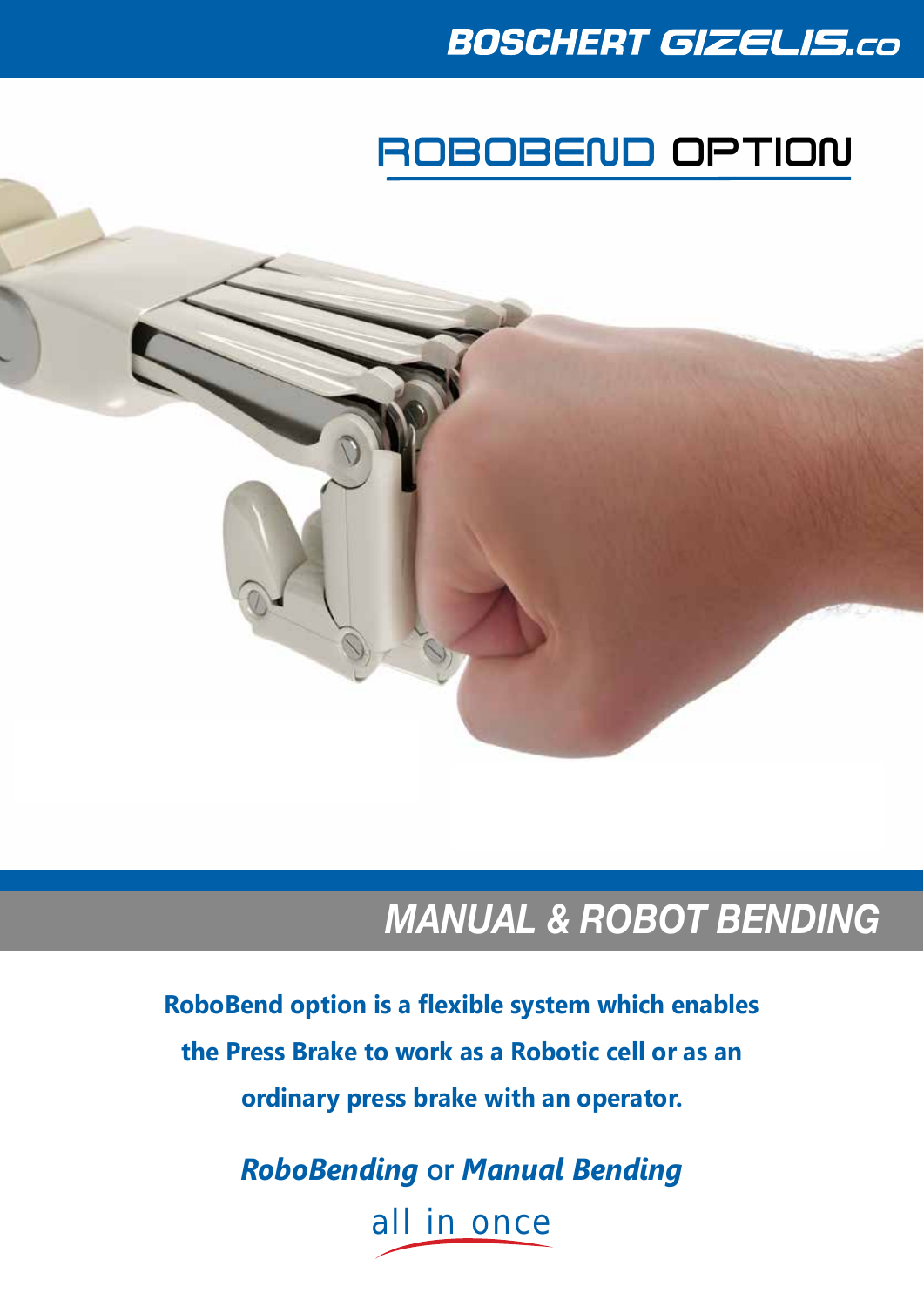BOSCHERT GIZELIS.co

# ROBOBEND OPTION

## MANUAL & ROBOT BENDING

**RoboBend option is a flexible system which enables the Press Brake to work as a Robotic cell or as an ordinary press brake with an operator.**

***RoboBending*** **or** ***Manual Bending***

all in once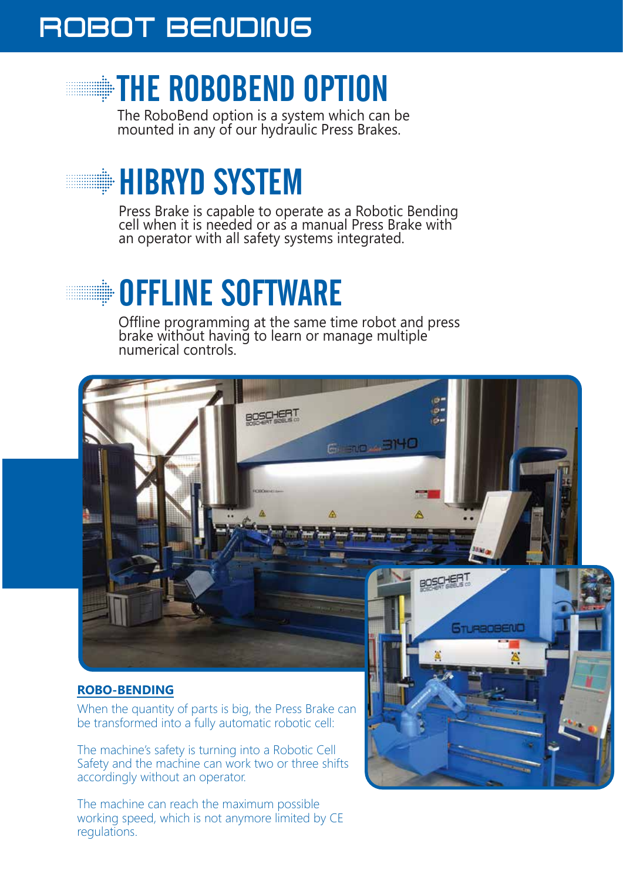# ROBOT BENDING

## THE ROBOBEND OPTION

The RoboBend option is a system which can be mounted in any of our hydraulic Press Brakes.

## HIBRYD SYSTEM

Press Brake is capable to operate as a Robotic Bending cell when it is needed or as a manual Press Brake with an operator with all safety systems integrated.

## OFFLINE SOFTWARE

Offline programming at the same time robot and press brake without having to learn or manage multiple numerical controls.

**ROBO-BENDING**

When the quantity of parts is big, the Press Brake can be transformed into a fully automatic robotic cell:

The machine's safety is turning into a Robotic Cell Safety and the machine can work two or three shifts accordingly without an operator.

The machine can reach the maximum possible working speed, which is not anymore limited by CE regulations.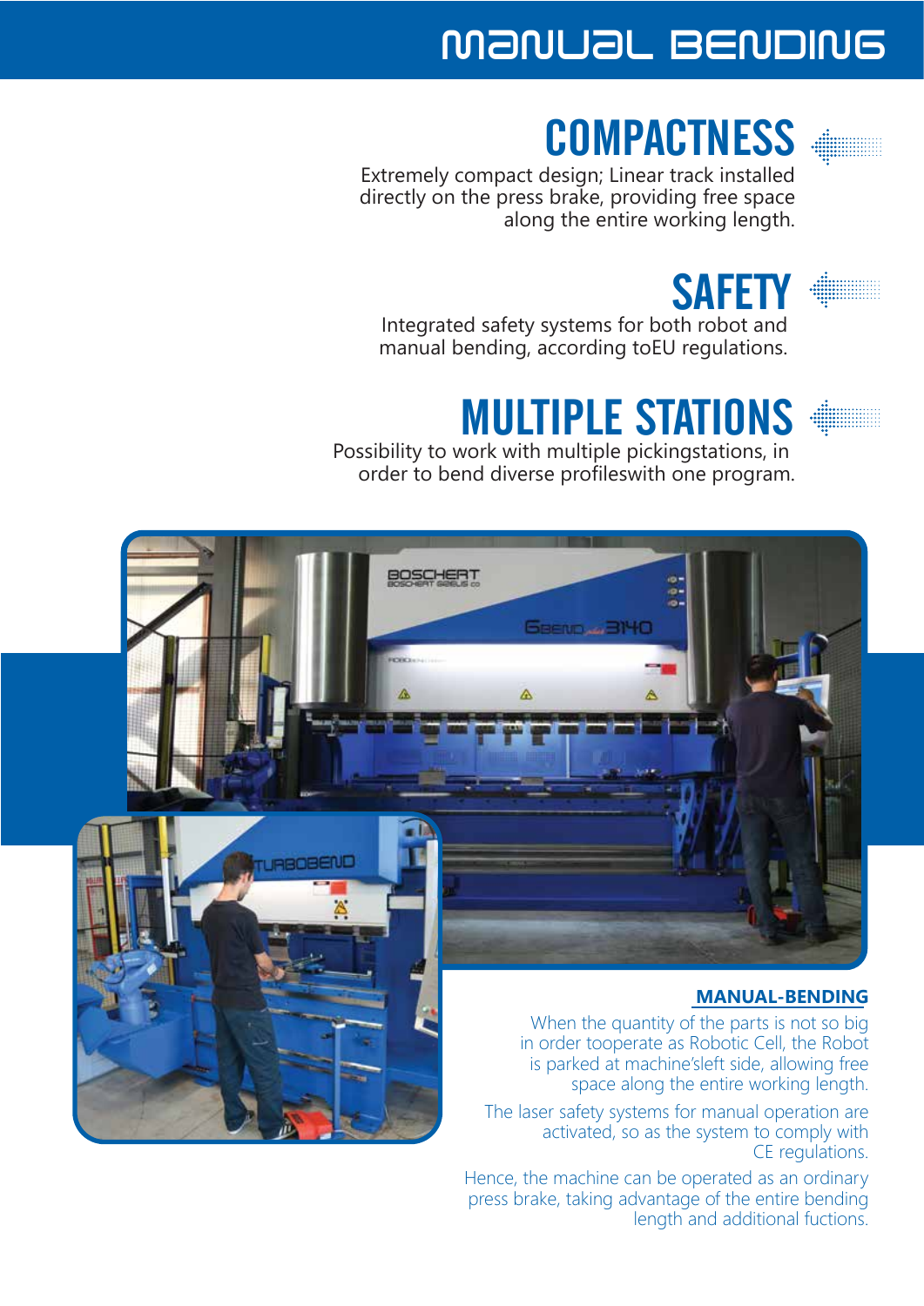# MANUAL BENDING

## COMPACTNESS

Extremely compact design; Linear track installed directly on the press brake, providing free space along the entire working length.

## SAFETY

Integrated safety systems for both robot and manual bending, according toEU regulations.

## MULTIPLE STATIONS

Possibility to work with multiple pickingstations, in order to bend diverse profileswith one program.

### MANUAL-BENDING

When the quantity of the parts is not so big in order tooperate as Robotic Cell, the Robot is parked at machine'sleft side, allowing free space along the entire working length.

The laser safety systems for manual operation are activated, so as the system to comply with CE regulations.

Hence, the machine can be operated as an ordinary press brake, taking advantage of the entire bending length and additional fuctions.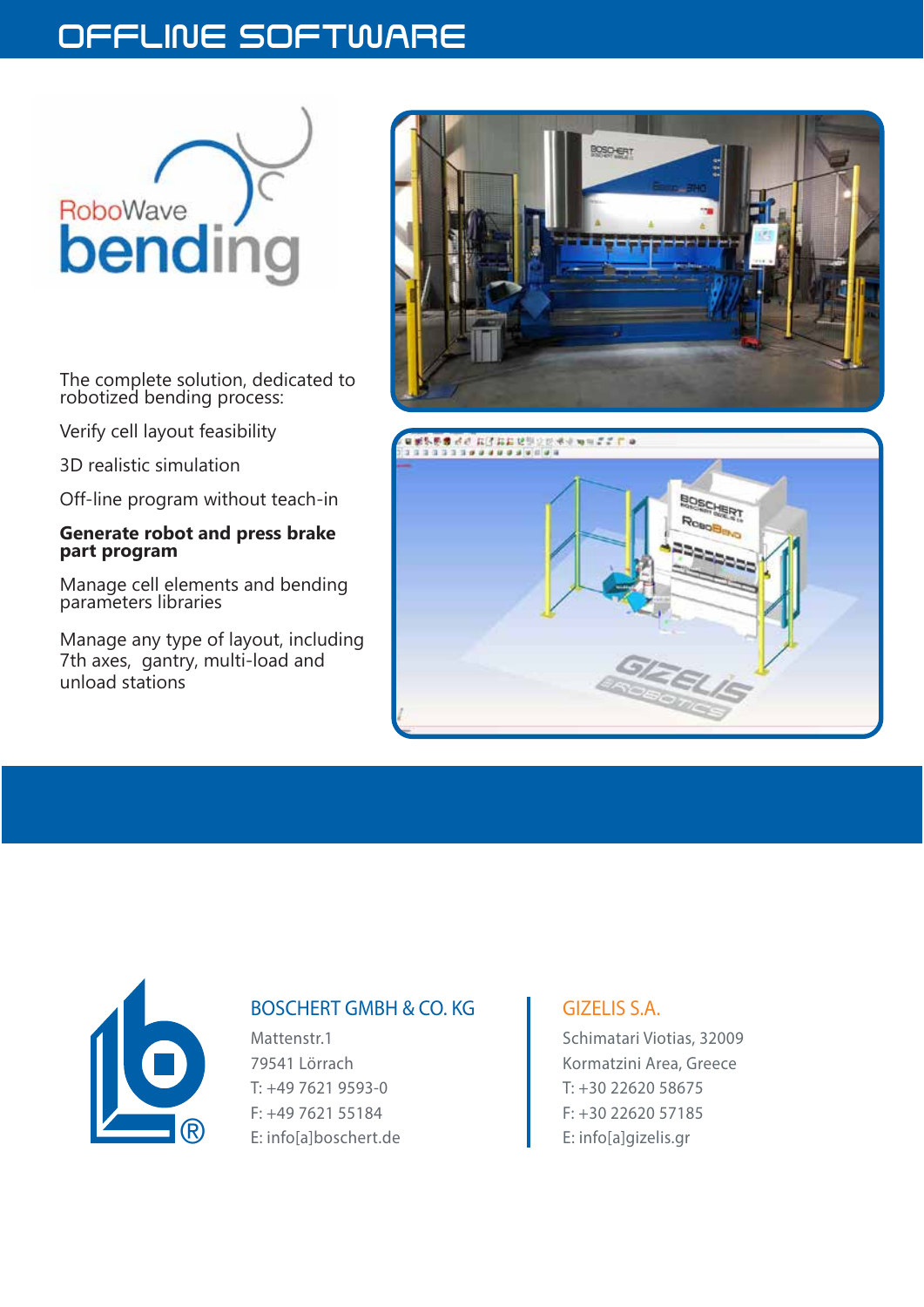# OFFLINE SOFTWARE

RoboWave bending

The complete solution, dedicated to robotized bending process:

Verify cell layout feasibility

3D realistic simulation

Off-line program without teach-in

**Generate robot and press brake part program**

Manage cell elements and bending parameters libraries

Manage any type of layout, including 7th axes, gantry, multi-load and unload stations

**BOSCHERT GMBH & CO. KG**
Mattenstr.1
79541 Lörrach
T: +49 7621 9593-0
F: +49 7621 55184
E: info[a]boschert.de

**GIZELIS S.A.**
Schimatari Viotias, 32009
Kormatzini Area, Greece
T: +30 22620 58675
F: +30 22620 57185
E: info[a]gizelis.gr